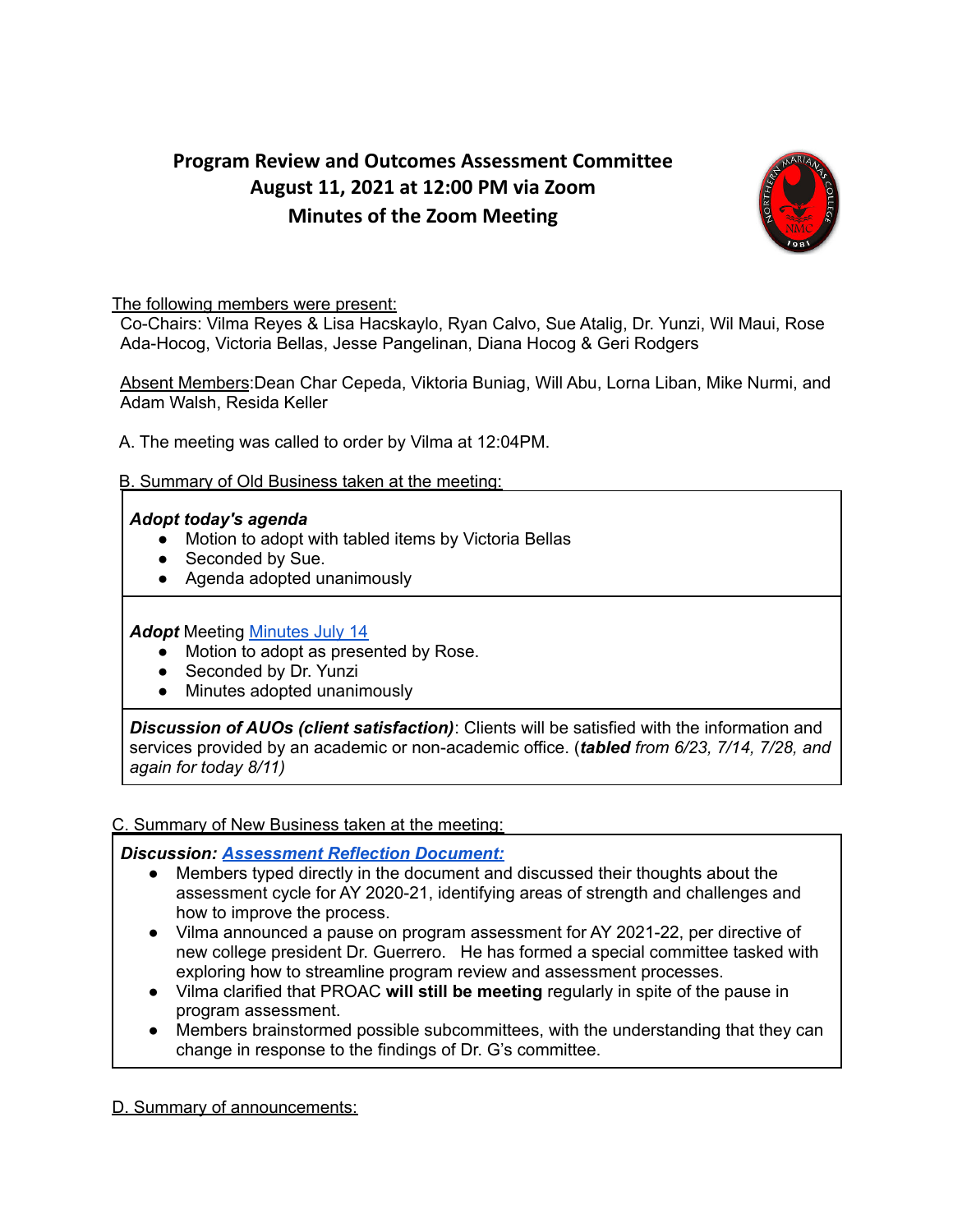# Program Review and Outcomes Assessment Committee
## August 11, 2021 at 12:00 PM via Zoom
## Minutes of the Zoom Meeting

The following members were present:
Co-Chairs: Vilma Reyes & Lisa Hacskaylo, Ryan Calvo, Sue Atalig, Dr. Yunzi, Wil Maui, Rose Ada-Hocog, Victoria Bellas, Jesse Pangelinan, Diana Hocog & Geri Rodgers

Absent Members:Dean Char Cepeda, Viktoria Buniag, Will Abu, Lorna Liban, Mike Nurmi, and Adam Walsh, Resida Keller

A. The meeting was called to order by Vilma at 12:04PM.

B. Summary of Old Business taken at the meeting:

***Adopt today's agenda***
- Motion to adopt with tabled items by Victoria Bellas
- Seconded by Sue.
- Agenda adopted unanimously

***Adopt*** Meeting Minutes July 14
- Motion to adopt as presented by Rose.
- Seconded by Dr. Yunzi
- Minutes adopted unanimously

***Discussion of AUOs (client satisfaction)***: Clients will be satisfied with the information and services provided by an academic or non-academic office. (***tabled*** *from 6/23, 7/14, 7/28, and again for today 8/11)*

C. Summary of New Business taken at the meeting:

***Discussion: Assessment Reflection Document:***
- Members typed directly in the document and discussed their thoughts about the assessment cycle for AY 2020-21, identifying areas of strength and challenges and how to improve the process.
- Vilma announced a pause on program assessment for AY 2021-22, per directive of new college president Dr. Guerrero. He has formed a special committee tasked with exploring how to streamline program review and assessment processes.
- Vilma clarified that PROAC **will still be meeting** regularly in spite of the pause in program assessment.
- Members brainstormed possible subcommittees, with the understanding that they can change in response to the findings of Dr. G's committee.

D. Summary of announcements: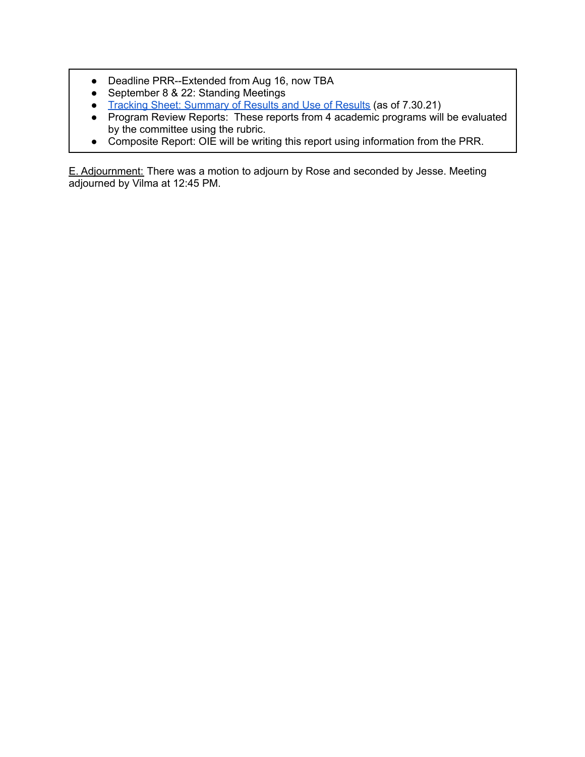- Deadline PRR--Extended from Aug 16, now TBA
- September 8 & 22: Standing Meetings
- Tracking Sheet: Summary of Results and Use of Results (as of 7.30.21)
- Program Review Reports: These reports from 4 academic programs will be evaluated by the committee using the rubric.
- Composite Report: OIE will be writing this report using information from the PRR.

E. Adjournment: There was a motion to adjourn by Rose and seconded by Jesse. Meeting adjourned by Vilma at 12:45 PM.